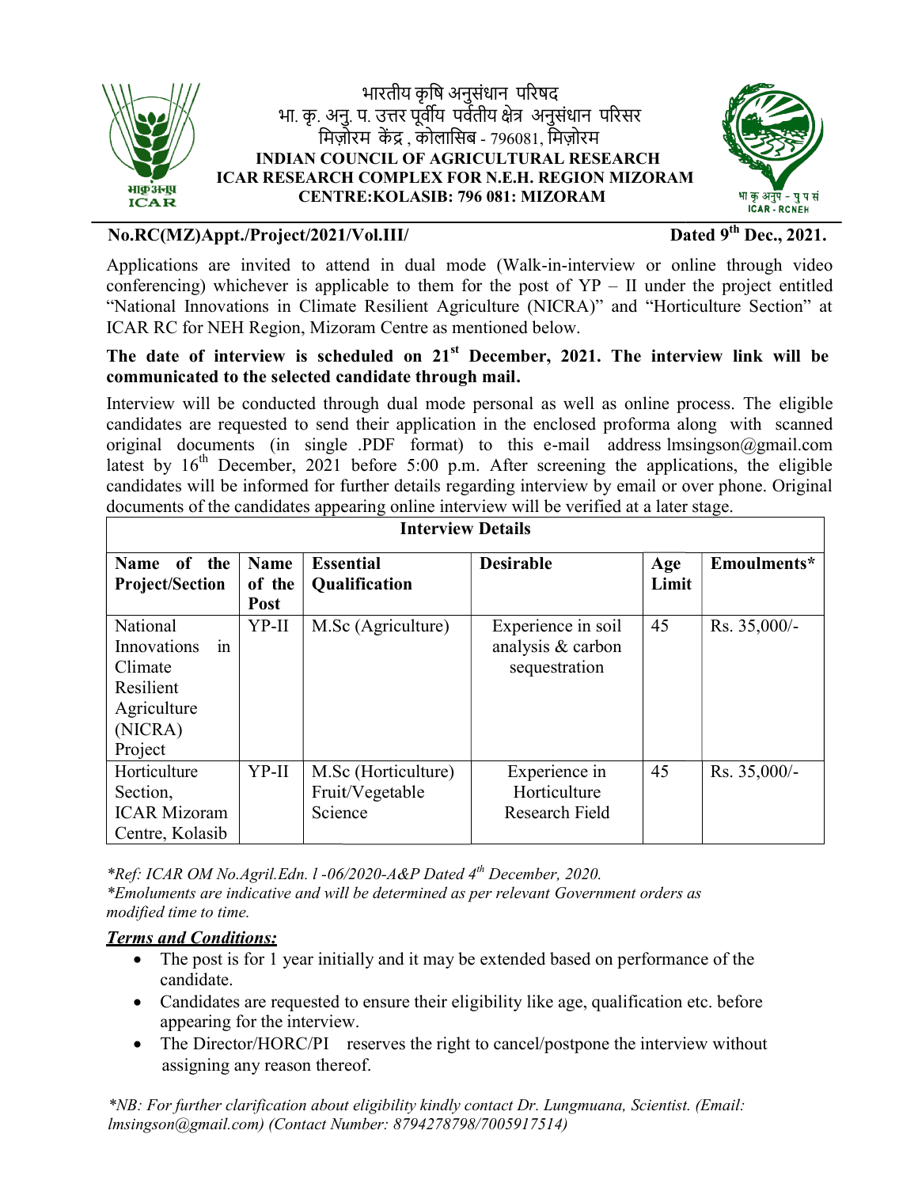भारतीय कृषि अनुसंधान परिषद
भा. कृ. अनु. प. उत्तर पूर्वीय पर्वतीय क्षेत्र अनुसंधान परिसर
मिज़ोरम केंद्र , कोलासिब - 796081, मिज़ोरम

**INDIAN COUNCIL OF AGRICULTURAL RESEARCH**
**ICAR RESEARCH COMPLEX FOR N.E.H. REGION MIZORAM**
**CENTRE:KOLASIB: 796 081: MIZORAM**

**No.RC(MZ)Appt./Project/2021/Vol.III/** **Dated 9th Dec., 2021.**

Applications are invited to attend in dual mode (Walk-in-interview or online through video conferencing) whichever is applicable to them for the post of YP – II under the project entitled "National Innovations in Climate Resilient Agriculture (NICRA)" and "Horticulture Section" at ICAR RC for NEH Region, Mizoram Centre as mentioned below.

**The date of interview is scheduled on 21st December, 2021. The interview link will be communicated to the selected candidate through mail.**

Interview will be conducted through dual mode personal as well as online process. The eligible candidates are requested to send their application in the enclosed proforma along with scanned original documents (in single .PDF format) to this e-mail address lmsingson@gmail.com latest by 16th December, 2021 before 5:00 p.m. After screening the applications, the eligible candidates will be informed for further details regarding interview by email or over phone. Original documents of the candidates appearing online interview will be verified at a later stage.

**Interview Details**

| Name of the Project/Section | Name of the Post | Essential Qualification | Desirable | Age Limit | Emoulments* |
|---|---|---|---|---|---|
| National Innovations in Climate Resilient Agriculture (NICRA) Project | YP-II | M.Sc (Agriculture) | Experience in soil analysis & carbon sequestration | 45 | Rs. 35,000/- |
| Horticulture Section, ICAR Mizoram Centre, Kolasib | YP-II | M.Sc (Horticulture) Fruit/Vegetable Science | Experience in Horticulture Research Field | 45 | Rs. 35,000/- |

*\*Ref: ICAR OM No.Agril.Edn. l -06/2020-A&P Dated 4th December, 2020.*
*\*Emoluments are indicative and will be determined as per relevant Government orders as modified time to time.*

***Terms and Conditions:***

- The post is for 1 year initially and it may be extended based on performance of the candidate.
- Candidates are requested to ensure their eligibility like age, qualification etc. before appearing for the interview.
- The Director/HORC/PI reserves the right to cancel/postpone the interview without assigning any reason thereof.

*\*NB: For further clarification about eligibility kindly contact Dr. Lungmuana, Scientist. (Email: lmsingson@gmail.com) (Contact Number: 8794278798/7005917514)*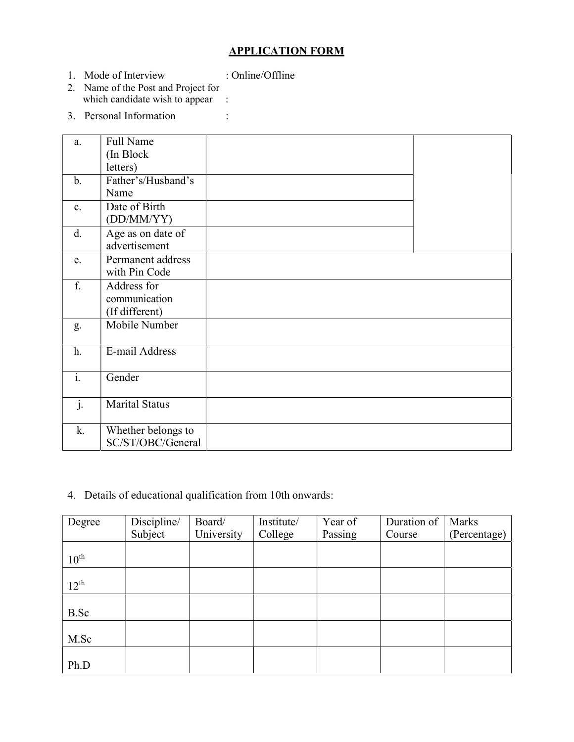## APPLICATION FORM

1. Mode of Interview : Online/Offline
2. Name of the Post and Project for which candidate wish to appear :
3. Personal Information :

| | | | |
|---|---|---|---|
| a. | Full Name (In Block letters) | | |
| b. | Father's/Husband's Name | | |
| c. | Date of Birth (DD/MM/YY) | | |
| d. | Age as on date of advertisement | | |
| e. | Permanent address with Pin Code | | |
| f. | Address for communication (If different) | | |
| g. | Mobile Number | | |
| h. | E-mail Address | | |
| i. | Gender | | |
| j. | Marital Status | | |
| k. | Whether belongs to SC/ST/OBC/General | | |

4. Details of educational qualification from 10th onwards:

| Degree | Discipline/ Subject | Board/ University | Institute/ College | Year of Passing | Duration of Course | Marks (Percentage) |
|---|---|---|---|---|---|---|
| 10th | | | | | | |
| 12th | | | | | | |
| B.Sc | | | | | | |
| M.Sc | | | | | | |
| Ph.D | | | | | | |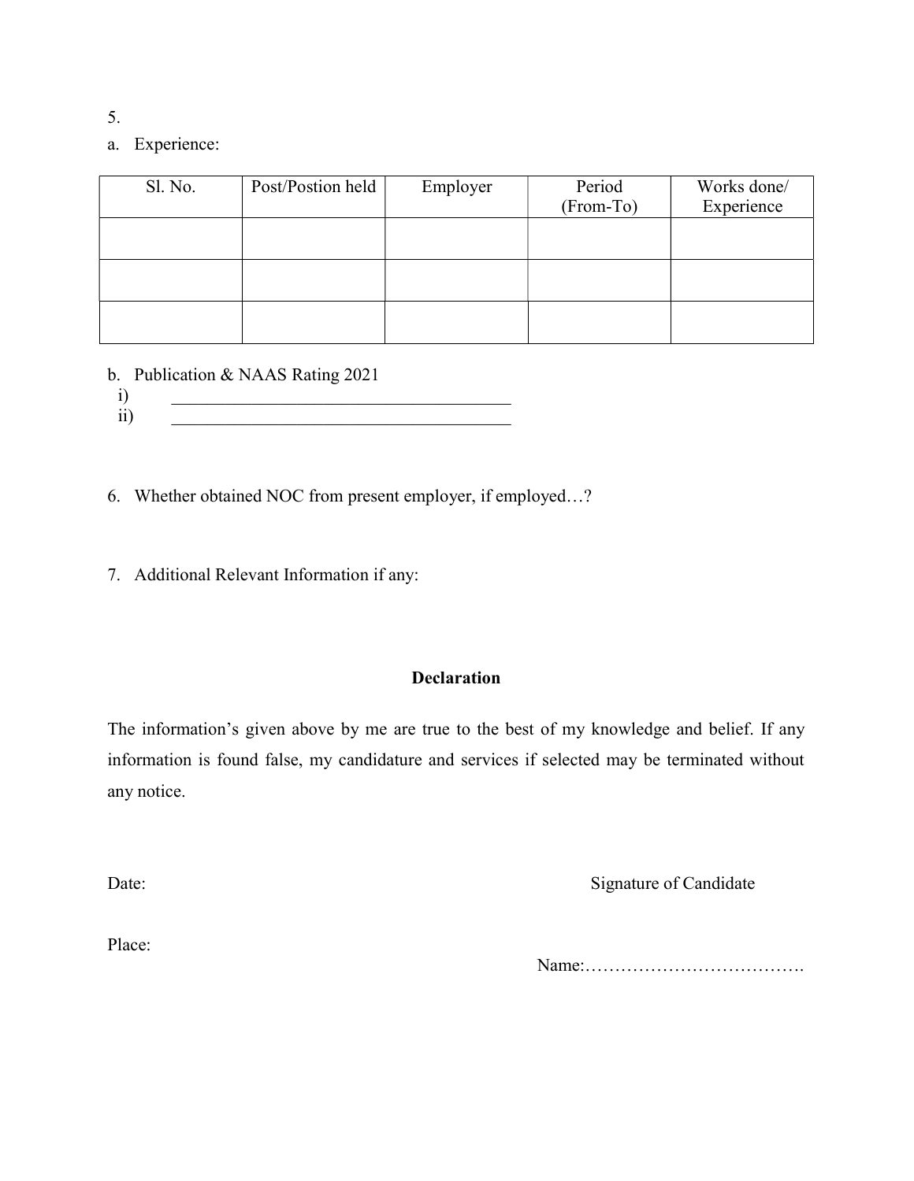5.

a. Experience:

| Sl. No. | Post/Postion held | Employer | Period (From-To) | Works done/ Experience |
|---|---|---|---|---|
| | | | | |
| | | | | |
| | | | | |

b. Publication & NAAS Rating 2021

i) ________________________________________

ii) ________________________________________

6. Whether obtained NOC from present employer, if employed…?

7. Additional Relevant Information if any:

**Declaration**

The information's given above by me are true to the best of my knowledge and belief. If any information is found false, my candidature and services if selected may be terminated without any notice.

Date: Signature of Candidate

Place:

Name:……………………………….